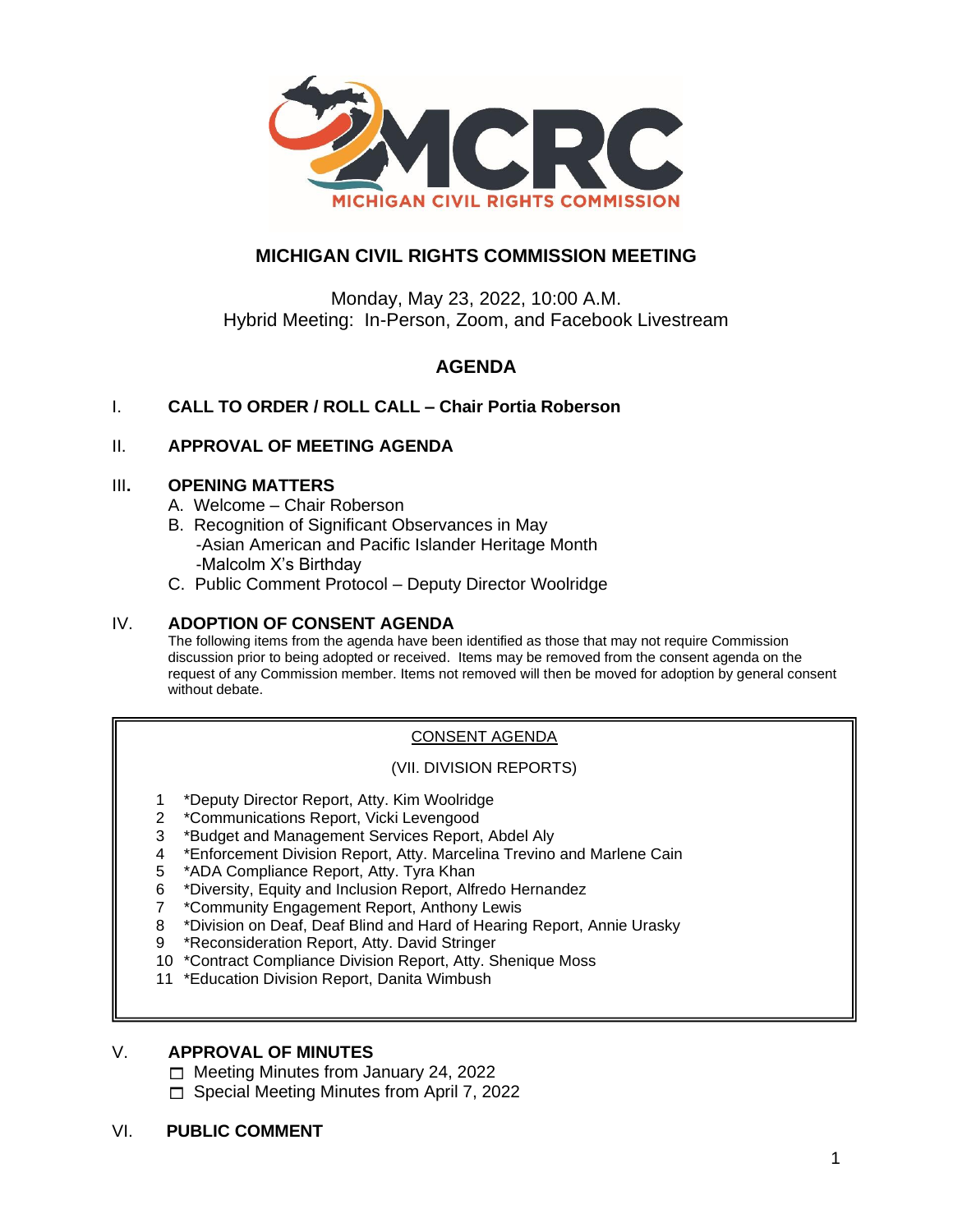MICHIGAN CIVIL RIGHTS COMMISSION

# MICHIGAN CIVIL RIGHTS COMMISSION MEETING

Monday, May 23, 2022, 10:00 A.M.
Hybrid Meeting: In-Person, Zoom, and Facebook Livestream

## AGENDA

I. **CALL TO ORDER / ROLL CALL – Chair Portia Roberson**

II. **APPROVAL OF MEETING AGENDA**

III. **OPENING MATTERS**
- A. Welcome – Chair Roberson
- B. Recognition of Significant Observances in May
  - -Asian American and Pacific Islander Heritage Month
  - -Malcolm X's Birthday
- C. Public Comment Protocol – Deputy Director Woolridge

IV. **ADOPTION OF CONSENT AGENDA**

The following items from the agenda have been identified as those that may not require Commission discussion prior to being adopted or received. Items may be removed from the consent agenda on the request of any Commission member. Items not removed will then be moved for adoption by general consent without debate.

<u>CONSENT AGENDA</u>

(VII. DIVISION REPORTS)

1. *Deputy Director Report, Atty. Kim Woolridge
2. *Communications Report, Vicki Levengood
3. *Budget and Management Services Report, Abdel Aly
4. *Enforcement Division Report, Atty. Marcelina Trevino and Marlene Cain
5. *ADA Compliance Report, Atty. Tyra Khan
6. *Diversity, Equity and Inclusion Report, Alfredo Hernandez
7. *Community Engagement Report, Anthony Lewis
8. *Division on Deaf, Deaf Blind and Hard of Hearing Report, Annie Urasky
9. *Reconsideration Report, Atty. David Stringer
10. *Contract Compliance Division Report, Atty. Shenique Moss
11. *Education Division Report, Danita Wimbush

V. **APPROVAL OF MINUTES**
- ☐ Meeting Minutes from January 24, 2022
- ☐ Special Meeting Minutes from April 7, 2022

VI. **PUBLIC COMMENT**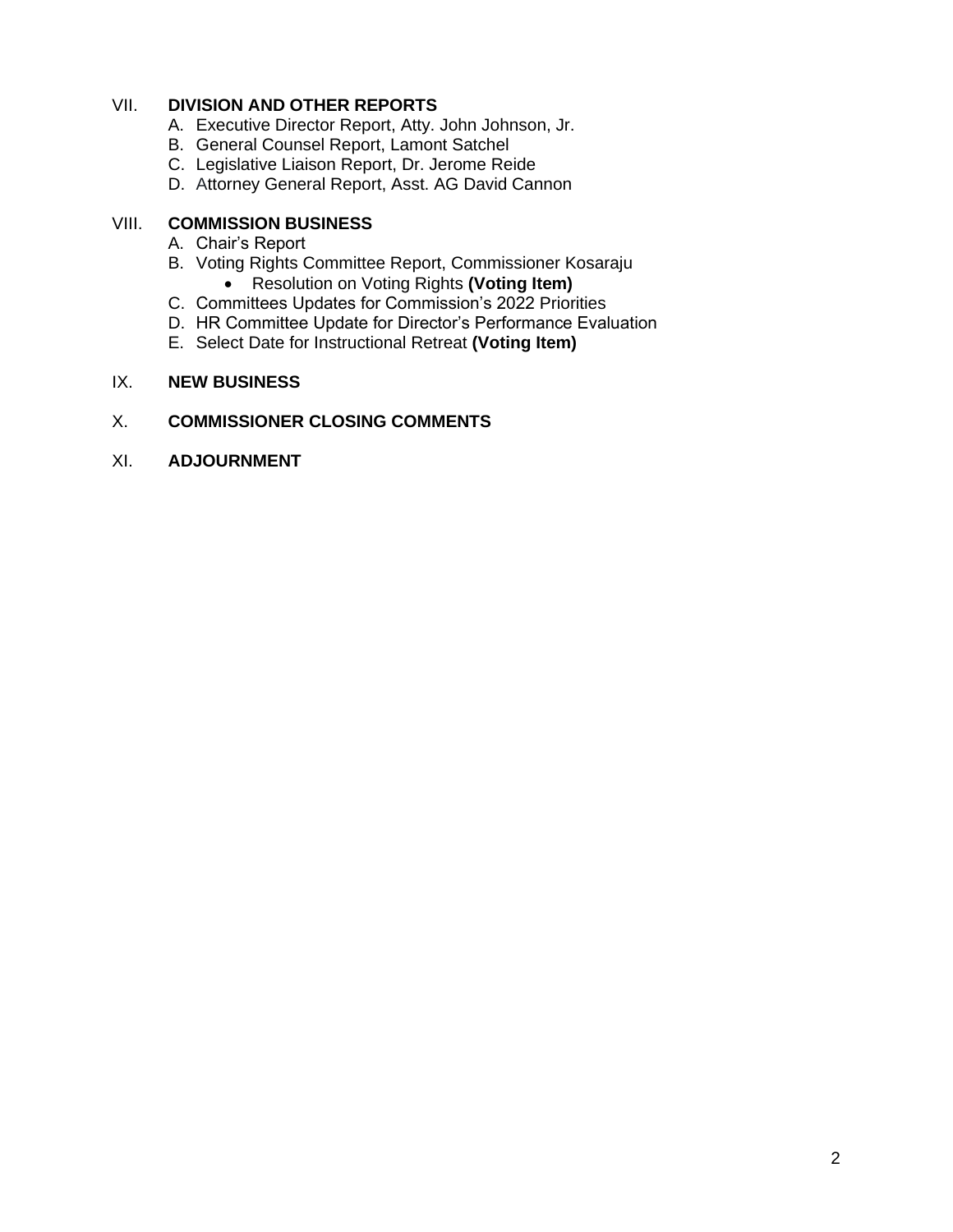VII. **DIVISION AND OTHER REPORTS**

A. Executive Director Report, Atty. John Johnson, Jr.
B. General Counsel Report, Lamont Satchel
C. Legislative Liaison Report, Dr. Jerome Reide
D. Attorney General Report, Asst. AG David Cannon

VIII. **COMMISSION BUSINESS**

A. Chair's Report
B. Voting Rights Committee Report, Commissioner Kosaraju
   - Resolution on Voting Rights **(Voting Item)**
C. Committees Updates for Commission's 2022 Priorities
D. HR Committee Update for Director's Performance Evaluation
E. Select Date for Instructional Retreat **(Voting Item)**

IX. **NEW BUSINESS**

X. **COMMISSIONER CLOSING COMMENTS**

XI. **ADJOURNMENT**